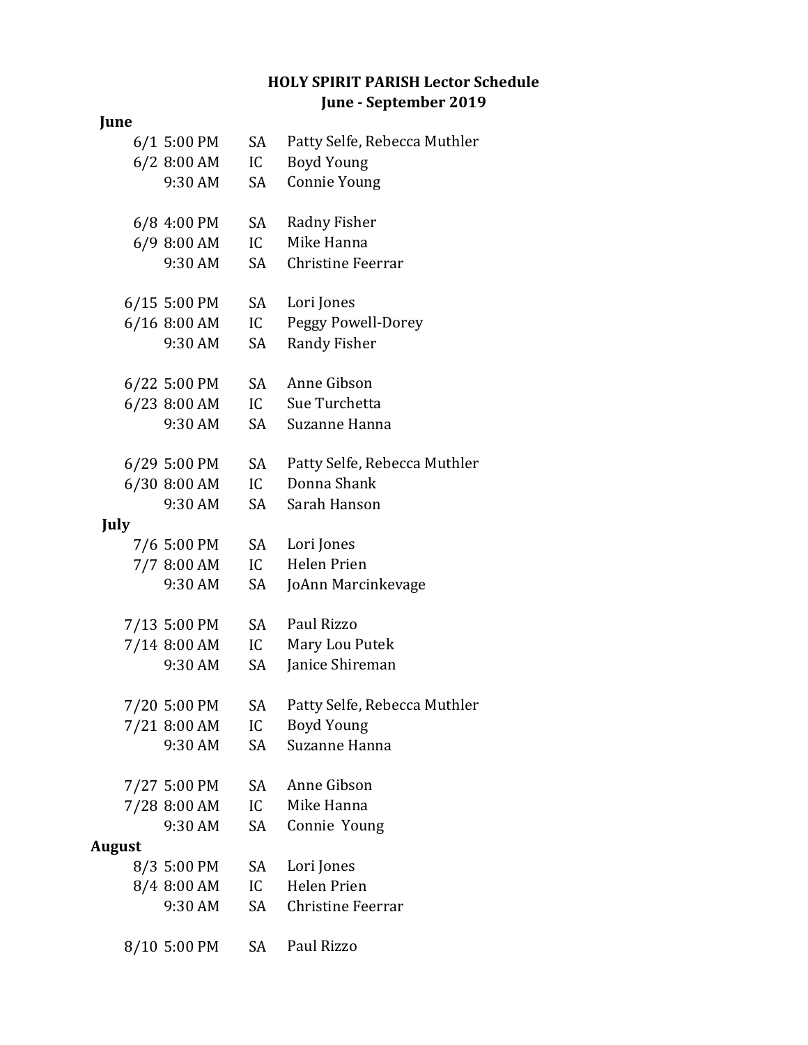**HOLY SPIRIT PARISH Lector Schedule**
**June - September 2019**

**June**

| Date | Time | Site | Lector |
|---|---|---|---|
| 6/1 | 5:00 PM | SA | Patty Selfe, Rebecca Muthler |
| 6/2 | 8:00 AM | IC | Boyd Young |
| | 9:30 AM | SA | Connie Young |
| 6/8 | 4:00 PM | SA | Radny Fisher |
| 6/9 | 8:00 AM | IC | Mike Hanna |
| | 9:30 AM | SA | Christine Feerrar |
| 6/15 | 5:00 PM | SA | Lori Jones |
| 6/16 | 8:00 AM | IC | Peggy Powell-Dorey |
| | 9:30 AM | SA | Randy Fisher |
| 6/22 | 5:00 PM | SA | Anne Gibson |
| 6/23 | 8:00 AM | IC | Sue Turchetta |
| | 9:30 AM | SA | Suzanne Hanna |
| 6/29 | 5:00 PM | SA | Patty Selfe, Rebecca Muthler |
| 6/30 | 8:00 AM | IC | Donna Shank |
| | 9:30 AM | SA | Sarah Hanson |

**July**

| Date | Time | Site | Lector |
|---|---|---|---|
| 7/6 | 5:00 PM | SA | Lori Jones |
| 7/7 | 8:00 AM | IC | Helen Prien |
| | 9:30 AM | SA | JoAnn Marcinkevage |
| 7/13 | 5:00 PM | SA | Paul Rizzo |
| 7/14 | 8:00 AM | IC | Mary Lou Putek |
| | 9:30 AM | SA | Janice Shireman |
| 7/20 | 5:00 PM | SA | Patty Selfe, Rebecca Muthler |
| 7/21 | 8:00 AM | IC | Boyd Young |
| | 9:30 AM | SA | Suzanne Hanna |
| 7/27 | 5:00 PM | SA | Anne Gibson |
| 7/28 | 8:00 AM | IC | Mike Hanna |
| | 9:30 AM | SA | Connie Young |

**August**

| Date | Time | Site | Lector |
|---|---|---|---|
| 8/3 | 5:00 PM | SA | Lori Jones |
| 8/4 | 8:00 AM | IC | Helen Prien |
| | 9:30 AM | SA | Christine Feerrar |
| 8/10 | 5:00 PM | SA | Paul Rizzo |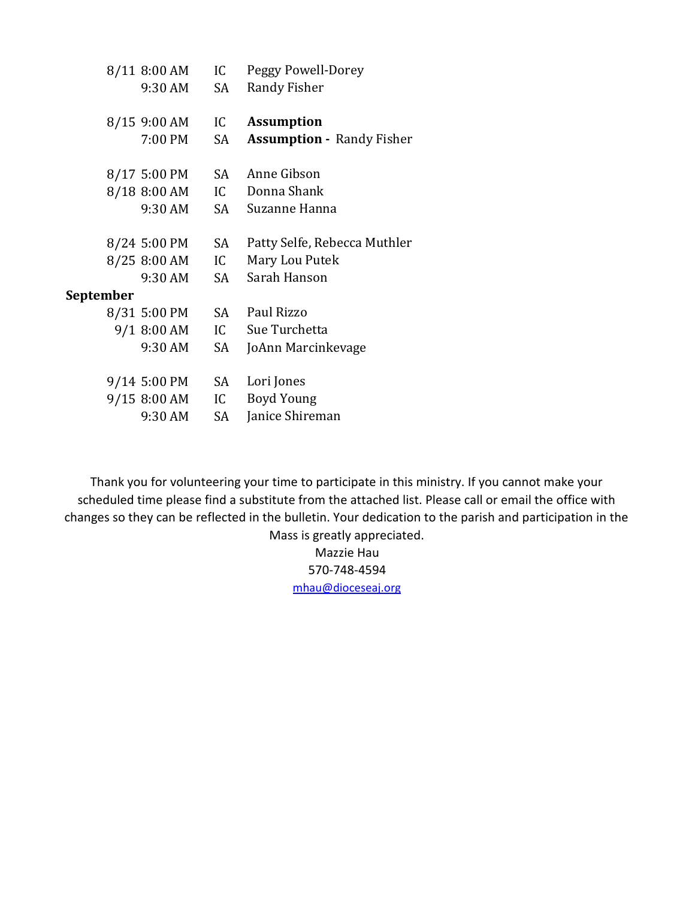| | | | |
|---|---|---|---|
| 8/11 | 8:00 AM | IC | Peggy Powell-Dorey |
| | 9:30 AM | SA | Randy Fisher |
| | | | |
| 8/15 | 9:00 AM | IC | **Assumption** |
| | 7:00 PM | SA | **Assumption -** Randy Fisher |
| | | | |
| 8/17 | 5:00 PM | SA | Anne Gibson |
| 8/18 | 8:00 AM | IC | Donna Shank |
| | 9:30 AM | SA | Suzanne Hanna |
| | | | |
| 8/24 | 5:00 PM | SA | Patty Selfe, Rebecca Muthler |
| 8/25 | 8:00 AM | IC | Mary Lou Putek |
| | 9:30 AM | SA | Sarah Hanson |
| **September** | | | |
| 8/31 | 5:00 PM | SA | Paul Rizzo |
| 9/1 | 8:00 AM | IC | Sue Turchetta |
| | 9:30 AM | SA | JoAnn Marcinkevage |
| | | | |
| 9/14 | 5:00 PM | SA | Lori Jones |
| 9/15 | 8:00 AM | IC | Boyd Young |
| | 9:30 AM | SA | Janice Shireman |

Thank you for volunteering your time to participate in this ministry. If you cannot make your scheduled time please find a substitute from the attached list. Please call or email the office with changes so they can be reflected in the bulletin. Your dedication to the parish and participation in the Mass is greatly appreciated.

Mazzie Hau
570-748-4594
mhau@dioceseaj.org